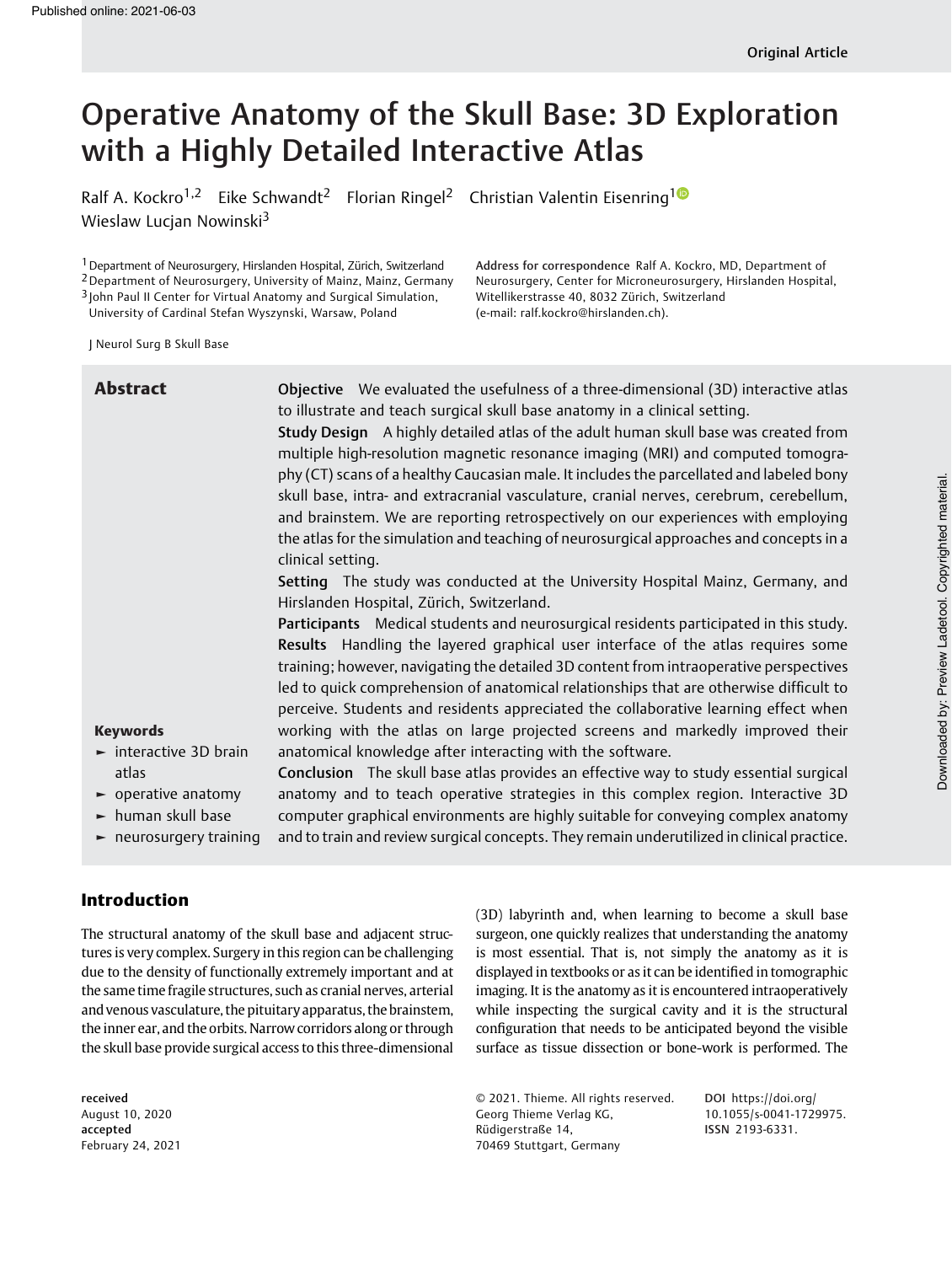Original Article

# Operative Anatomy of the Skull Base: 3D Exploration with a Highly Detailed Interactive Atlas

Ralf A. Kockro[1,2] Eike Schwandt[2] Florian Ringel[2] Christian Valentin Eisenring[1] Wieslaw Lucjan Nowinski[3]

[1] Department of Neurosurgery, Hirslanden Hospital, Zürich, Switzerland
[2] Department of Neurosurgery, University of Mainz, Mainz, Germany
[3] John Paul II Center for Virtual Anatomy and Surgical Simulation, University of Cardinal Stefan Wyszynski, Warsaw, Poland

J Neurol Surg B Skull Base

**Address for correspondence** Ralf A. Kockro, MD, Department of Neurosurgery, Center for Microneurosurgery, Hirslanden Hospital, Witellikerstrasse 40, 8032 Zürich, Switzerland (e-mail: ralf.kockro@hirslanden.ch).

## Abstract

**Objective** We evaluated the usefulness of a three-dimensional (3D) interactive atlas to illustrate and teach surgical skull base anatomy in a clinical setting.

**Study Design** A highly detailed atlas of the adult human skull base was created from multiple high-resolution magnetic resonance imaging (MRI) and computed tomography (CT) scans of a healthy Caucasian male. It includes the parcellated and labeled bony skull base, intra- and extracranial vasculature, cranial nerves, cerebrum, cerebellum, and brainstem. We are reporting retrospectively on our experiences with employing the atlas for the simulation and teaching of neurosurgical approaches and concepts in a clinical setting.

**Setting** The study was conducted at the University Hospital Mainz, Germany, and Hirslanden Hospital, Zürich, Switzerland.

**Participants** Medical students and neurosurgical residents participated in this study.

**Results** Handling the layered graphical user interface of the atlas requires some training; however, navigating the detailed 3D content from intraoperative perspectives led to quick comprehension of anatomical relationships that are otherwise difficult to perceive. Students and residents appreciated the collaborative learning effect when working with the atlas on large projected screens and markedly improved their anatomical knowledge after interacting with the software.

**Conclusion** The skull base atlas provides an effective way to study essential surgical anatomy and to teach operative strategies in this complex region. Interactive 3D computer graphical environments are highly suitable for conveying complex anatomy and to train and review surgical concepts. They remain underutilized in clinical practice.

**Keywords**

- interactive 3D brain atlas
- operative anatomy
- human skull base
- neurosurgery training

## Introduction

The structural anatomy of the skull base and adjacent structures is very complex. Surgery in this region can be challenging due to the density of functionally extremely important and at the same time fragile structures, such as cranial nerves, arterial and venous vasculature, the pituitary apparatus, the brainstem, the inner ear, and the orbits. Narrow corridors along or through the skull base provide surgical access to this three-dimensional (3D) labyrinth and, when learning to become a skull base surgeon, one quickly realizes that understanding the anatomy is most essential. That is, not simply the anatomy as it is displayed in textbooks or as it can be identified in tomographic imaging. It is the anatomy as it is encountered intraoperatively while inspecting the surgical cavity and it is the structural configuration that needs to be anticipated beyond the visible surface as tissue dissection or bone-work is performed. The

received
August 10, 2020
accepted
February 24, 2021

© 2021. Thieme. All rights reserved.
Georg Thieme Verlag KG,
Rüdigerstraße 14,
70469 Stuttgart, Germany

DOI https://doi.org/10.1055/s-0041-1729975.
ISSN 2193-6331.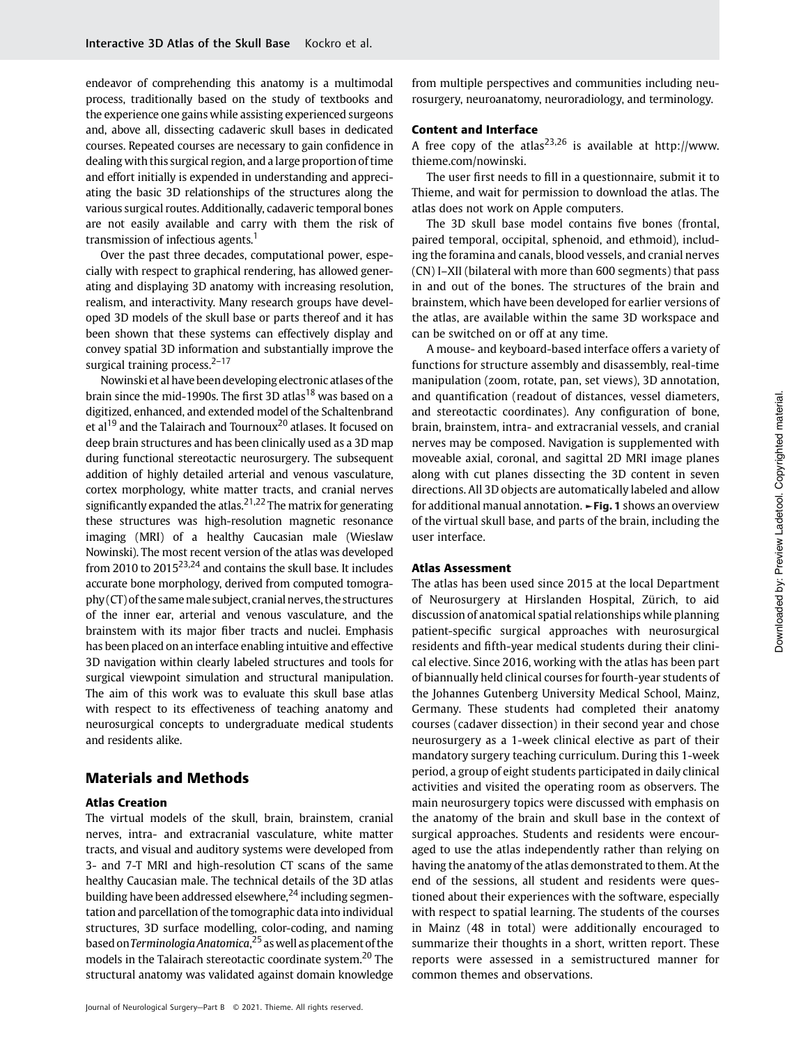endeavor of comprehending this anatomy is a multimodal process, traditionally based on the study of textbooks and the experience one gains while assisting experienced surgeons and, above all, dissecting cadaveric skull bases in dedicated courses. Repeated courses are necessary to gain confidence in dealing with this surgical region, and a large proportion of time and effort initially is expended in understanding and appreciating the basic 3D relationships of the structures along the various surgical routes. Additionally, cadaveric temporal bones are not easily available and carry with them the risk of transmission of infectious agents.[1]

Over the past three decades, computational power, especially with respect to graphical rendering, has allowed generating and displaying 3D anatomy with increasing resolution, realism, and interactivity. Many research groups have developed 3D models of the skull base or parts thereof and it has been shown that these systems can effectively display and convey spatial 3D information and substantially improve the surgical training process.[2–17]

Nowinski et al have been developing electronic atlases of the brain since the mid-1990s. The first 3D atlas[18] was based on a digitized, enhanced, and extended model of the Schaltenbrand et al[19] and the Talairach and Tournoux[20] atlases. It focused on deep brain structures and has been clinically used as a 3D map during functional stereotactic neurosurgery. The subsequent addition of highly detailed arterial and venous vasculature, cortex morphology, white matter tracts, and cranial nerves significantly expanded the atlas.[21,22] The matrix for generating these structures was high-resolution magnetic resonance imaging (MRI) of a healthy Caucasian male (Wieslaw Nowinski). The most recent version of the atlas was developed from 2010 to 2015[23,24] and contains the skull base. It includes accurate bone morphology, derived from computed tomography (CT) of the same male subject, cranial nerves, the structures of the inner ear, arterial and venous vasculature, and the brainstem with its major fiber tracts and nuclei. Emphasis has been placed on an interface enabling intuitive and effective 3D navigation within clearly labeled structures and tools for surgical viewpoint simulation and structural manipulation. The aim of this work was to evaluate this skull base atlas with respect to its effectiveness of teaching anatomy and neurosurgical concepts to undergraduate medical students and residents alike.

## Materials and Methods

### Atlas Creation

The virtual models of the skull, brain, brainstem, cranial nerves, intra- and extracranial vasculature, white matter tracts, and visual and auditory systems were developed from 3- and 7-T MRI and high-resolution CT scans of the same healthy Caucasian male. The technical details of the 3D atlas building have been addressed elsewhere,[24] including segmentation and parcellation of the tomographic data into individual structures, 3D surface modelling, color-coding, and naming based on *Terminologia Anatomica*,[25] as well as placement of the models in the Talairach stereotactic coordinate system.[20] The structural anatomy was validated against domain knowledge from multiple perspectives and communities including neurosurgery, neuroanatomy, neuroradiology, and terminology.

### Content and Interface

A free copy of the atlas[23,26] is available at http://www.thieme.com/nowinski.

The user first needs to fill in a questionnaire, submit it to Thieme, and wait for permission to download the atlas. The atlas does not work on Apple computers.

The 3D skull base model contains five bones (frontal, paired temporal, occipital, sphenoid, and ethmoid), including the foramina and canals, blood vessels, and cranial nerves (CN) I–XII (bilateral with more than 600 segments) that pass in and out of the bones. The structures of the brain and brainstem, which have been developed for earlier versions of the atlas, are available within the same 3D workspace and can be switched on or off at any time.

A mouse- and keyboard-based interface offers a variety of functions for structure assembly and disassembly, real-time manipulation (zoom, rotate, pan, set views), 3D annotation, and quantification (readout of distances, vessel diameters, and stereotactic coordinates). Any configuration of bone, brain, brainstem, intra- and extracranial vessels, and cranial nerves may be composed. Navigation is supplemented with moveable axial, coronal, and sagittal 2D MRI image planes along with cut planes dissecting the 3D content in seven directions. All 3D objects are automatically labeled and allow for additional manual annotation. ►**Fig. 1** shows an overview of the virtual skull base, and parts of the brain, including the user interface.

### Atlas Assessment

The atlas has been used since 2015 at the local Department of Neurosurgery at Hirslanden Hospital, Zürich, to aid discussion of anatomical spatial relationships while planning patient-specific surgical approaches with neurosurgical residents and fifth-year medical students during their clinical elective. Since 2016, working with the atlas has been part of biannually held clinical courses for fourth-year students of the Johannes Gutenberg University Medical School, Mainz, Germany. These students had completed their anatomy courses (cadaver dissection) in their second year and chose neurosurgery as a 1-week clinical elective as part of their mandatory surgery teaching curriculum. During this 1-week period, a group of eight students participated in daily clinical activities and visited the operating room as observers. The main neurosurgery topics were discussed with emphasis on the anatomy of the brain and skull base in the context of surgical approaches. Students and residents were encouraged to use the atlas independently rather than relying on having the anatomy of the atlas demonstrated to them. At the end of the sessions, all student and residents were questioned about their experiences with the software, especially with respect to spatial learning. The students of the courses in Mainz (48 in total) were additionally encouraged to summarize their thoughts in a short, written report. These reports were assessed in a semistructured manner for common themes and observations.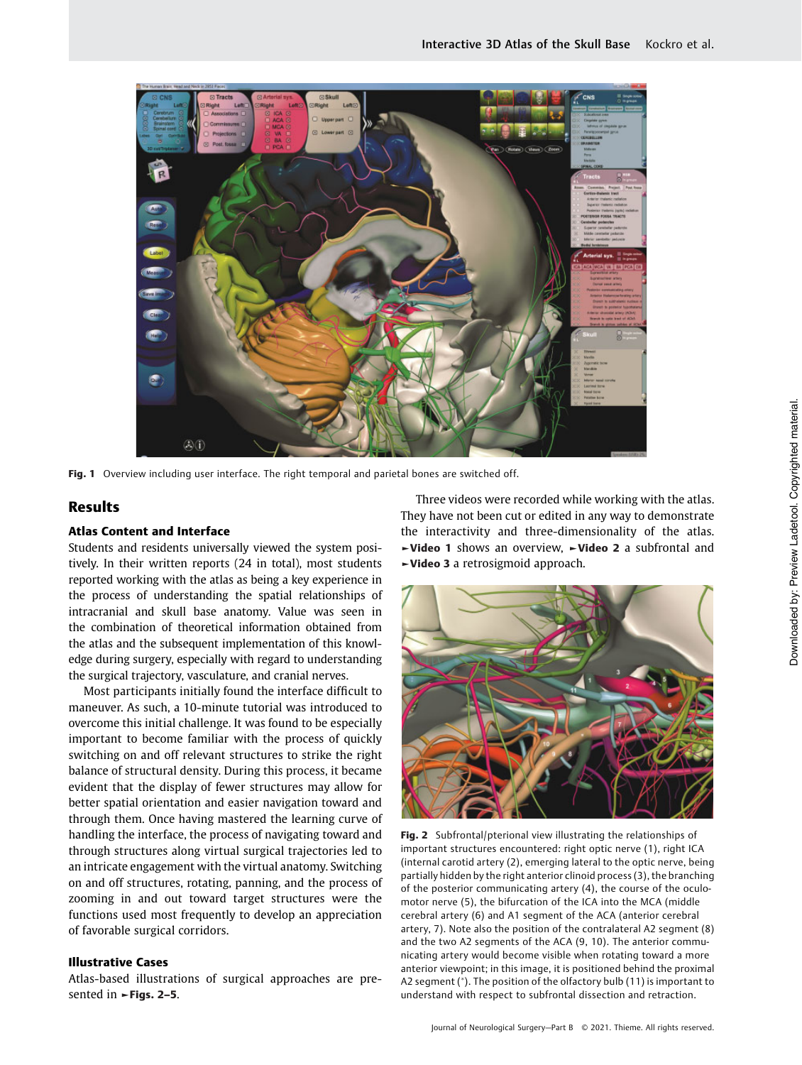Fig. 1 Overview including user interface. The right temporal and parietal bones are switched off.

## Results

### Atlas Content and Interface

Students and residents universally viewed the system positively. In their written reports (24 in total), most students reported working with the atlas as being a key experience in the process of understanding the spatial relationships of intracranial and skull base anatomy. Value was seen in the combination of theoretical information obtained from the atlas and the subsequent implementation of this knowledge during surgery, especially with regard to understanding the surgical trajectory, vasculature, and cranial nerves.

Most participants initially found the interface difficult to maneuver. As such, a 10-minute tutorial was introduced to overcome this initial challenge. It was found to be especially important to become familiar with the process of quickly switching on and off relevant structures to strike the right balance of structural density. During this process, it became evident that the display of fewer structures may allow for better spatial orientation and easier navigation toward and through them. Once having mastered the learning curve of handling the interface, the process of navigating toward and through structures along virtual surgical trajectories led to an intricate engagement with the virtual anatomy. Switching on and off structures, rotating, panning, and the process of zooming in and out toward target structures were the functions used most frequently to develop an appreciation of favorable surgical corridors.

### Illustrative Cases

Atlas-based illustrations of surgical approaches are presented in ►**Figs. 2–5**.

Three videos were recorded while working with the atlas. They have not been cut or edited in any way to demonstrate the interactivity and three-dimensionality of the atlas. ►**Video 1** shows an overview, ►**Video 2** a subfrontal and ►**Video 3** a retrosigmoid approach.

**Fig. 2** Subfrontal/pterional view illustrating the relationships of important structures encountered: right optic nerve (1), right ICA (internal carotid artery (2), emerging lateral to the optic nerve, being partially hidden by the right anterior clinoid process (3), the branching of the posterior communicating artery (4), the course of the oculomotor nerve (5), the bifurcation of the ICA into the MCA (middle cerebral artery (6) and A1 segment of the ACA (anterior cerebral artery, 7). Note also the position of the contralateral A2 segment (8) and the two A2 segments of the ACA (9, 10). The anterior communicating artery would become visible when rotating toward a more anterior viewpoint; in this image, it is positioned behind the proximal A2 segment (*). The position of the olfactory bulb (11) is important to understand with respect to subfrontal dissection and retraction.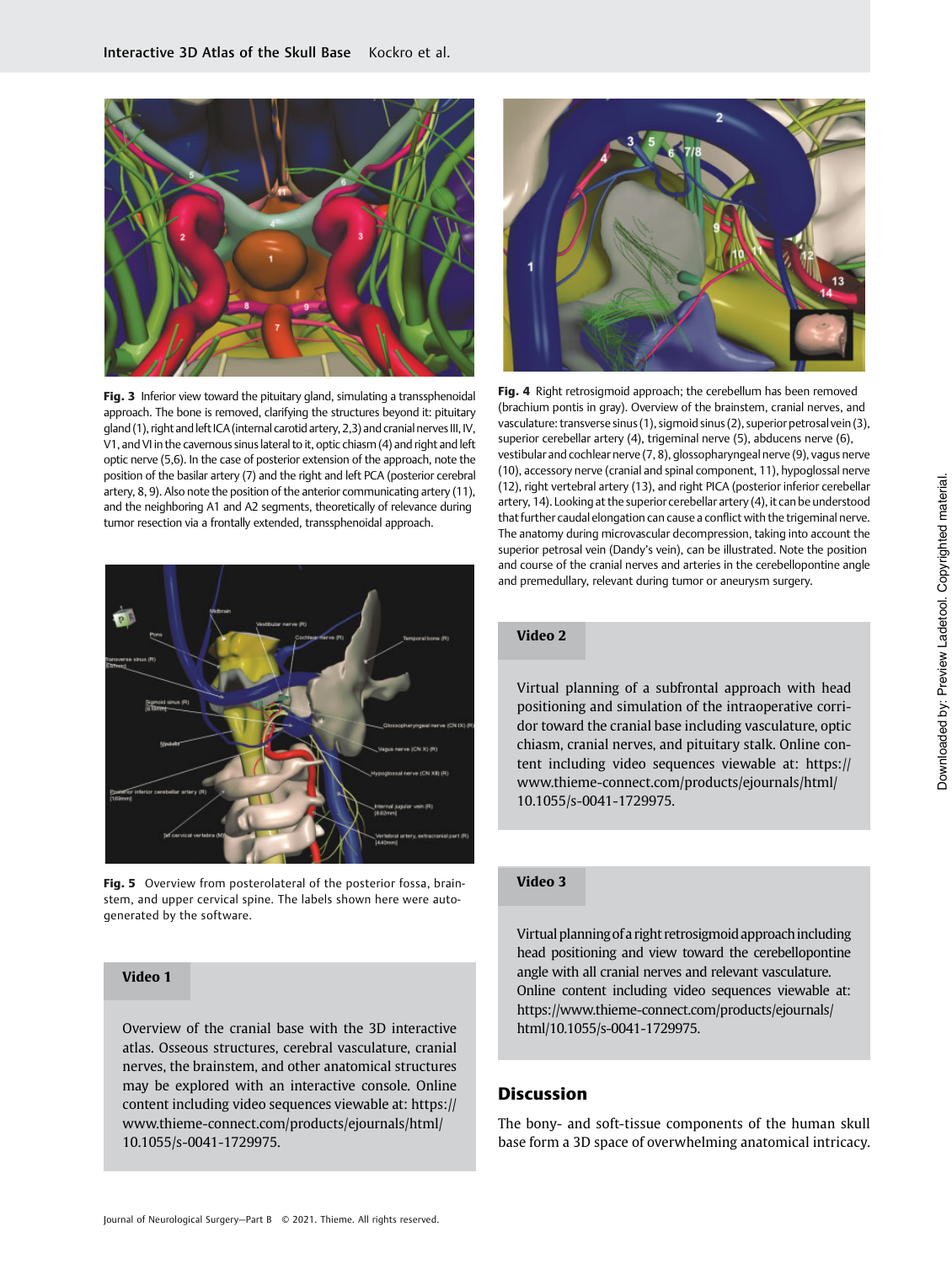Fig. 3 Inferior view toward the pituitary gland, simulating a transsphenoidal approach. The bone is removed, clarifying the structures beyond it: pituitary gland (1), right and left ICA (internal carotid artery, 2,3) and cranial nerves III, IV, V1, and VI in the cavernous sinus lateral to it, optic chiasm (4) and right and left optic nerve (5,6). In the case of posterior extension of the approach, note the position of the basilar artery (7) and the right and left PCA (posterior cerebral artery, 8, 9). Also note the position of the anterior communicating artery (11), and the neighboring A1 and A2 segments, theoretically of relevance during tumor resection via a frontally extended, transsphenoidal approach.

Fig. 5 Overview from posterolateral of the posterior fossa, brainstem, and upper cervical spine. The labels shown here were autogenerated by the software.

**Video 1**

Overview of the cranial base with the 3D interactive atlas. Osseous structures, cerebral vasculature, cranial nerves, the brainstem, and other anatomical structures may be explored with an interactive console. Online content including video sequences viewable at: https://www.thieme-connect.com/products/ejournals/html/10.1055/s-0041-1729975.

Fig. 4 Right retrosigmoid approach; the cerebellum has been removed (brachium pontis in gray). Overview of the brainstem, cranial nerves, and vasculature: transverse sinus (1), sigmoid sinus (2), superior petrosal vein (3), superior cerebellar artery (4), trigeminal nerve (5), abducens nerve (6), vestibular and cochlear nerve (7, 8), glossopharyngeal nerve (9), vagus nerve (10), accessory nerve (cranial and spinal component, 11), hypoglossal nerve (12), right vertebral artery (13), and right PICA (posterior inferior cerebellar artery, 14). Looking at the superior cerebellar artery (4), it can be understood that further caudal elongation can cause a conflict with the trigeminal nerve. The anatomy during microvascular decompression, taking into account the superior petrosal vein (Dandy's vein), can be illustrated. Note the position and course of the cranial nerves and arteries in the cerebellopontine angle and premedullary, relevant during tumor or aneurysm surgery.

**Video 2**

Virtual planning of a subfrontal approach with head positioning and simulation of the intraoperative corridor toward the cranial base including vasculature, optic chiasm, cranial nerves, and pituitary stalk. Online content including video sequences viewable at: https://www.thieme-connect.com/products/ejournals/html/10.1055/s-0041-1729975.

**Video 3**

Virtual planning of a right retrosigmoid approach including head positioning and view toward the cerebellopontine angle with all cranial nerves and relevant vasculature. Online content including video sequences viewable at: https://www.thieme-connect.com/products/ejournals/html/10.1055/s-0041-1729975.

## Discussion

The bony- and soft-tissue components of the human skull base form a 3D space of overwhelming anatomical intricacy.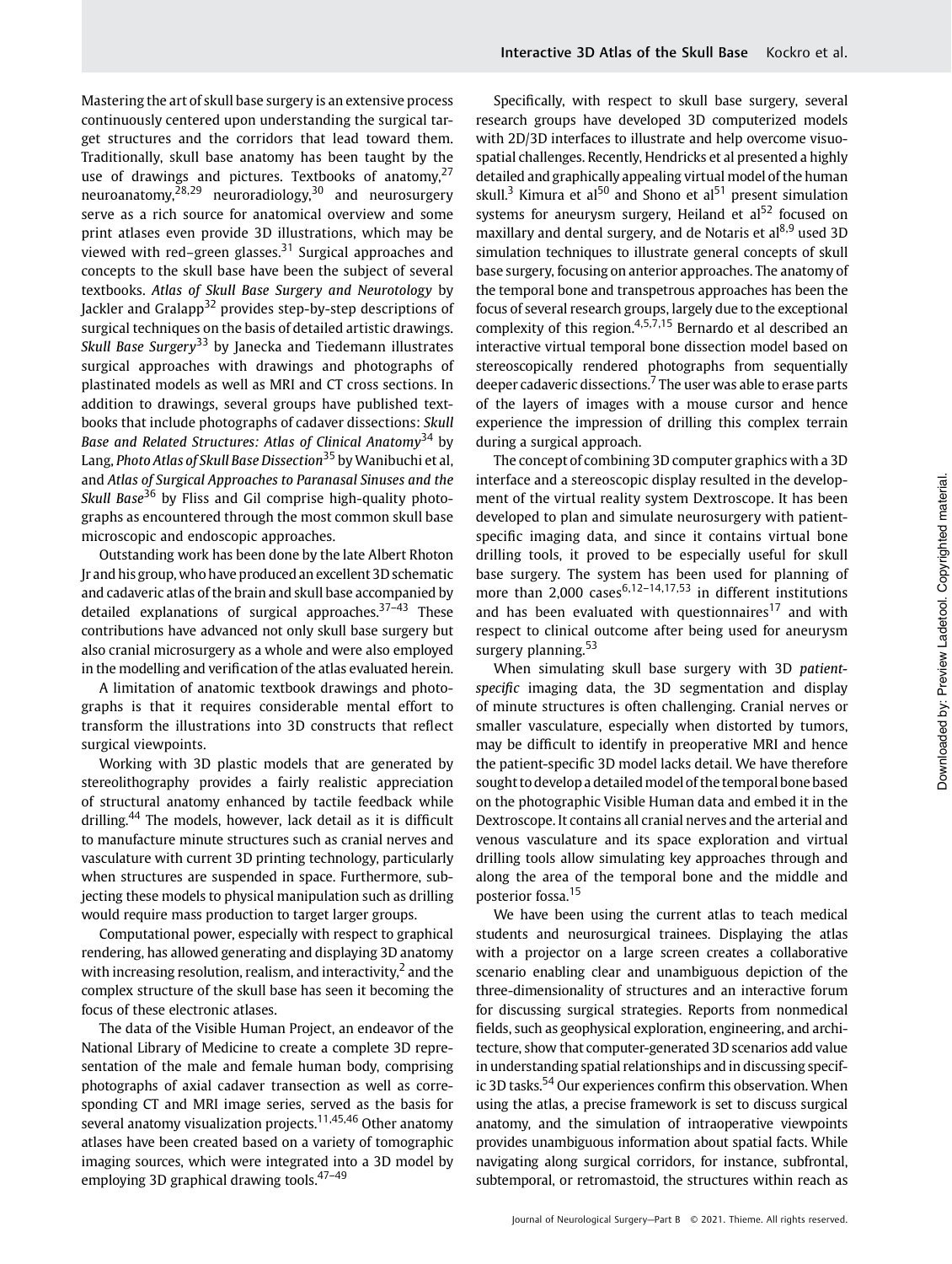Mastering the art of skull base surgery is an extensive process continuously centered upon understanding the surgical target structures and the corridors that lead toward them. Traditionally, skull base anatomy has been taught by the use of drawings and pictures. Textbooks of anatomy,[27] neuroanatomy,[28,29] neuroradiology,[30] and neurosurgery serve as a rich source for anatomical overview and some print atlases even provide 3D illustrations, which may be viewed with red–green glasses.[31] Surgical approaches and concepts to the skull base have been the subject of several textbooks. *Atlas of Skull Base Surgery and Neurotology* by Jackler and Gralapp[32] provides step-by-step descriptions of surgical techniques on the basis of detailed artistic drawings. *Skull Base Surgery*[33] by Janecka and Tiedemann illustrates surgical approaches with drawings and photographs of plastinated models as well as MRI and CT cross sections. In addition to drawings, several groups have published textbooks that include photographs of cadaver dissections: *Skull Base and Related Structures: Atlas of Clinical Anatomy*[34] by Lang, *Photo Atlas of Skull Base Dissection*[35] by Wanibuchi et al, and *Atlas of Surgical Approaches to Paranasal Sinuses and the Skull Base*[36] by Fliss and Gil comprise high-quality photographs as encountered through the most common skull base microscopic and endoscopic approaches.

Outstanding work has been done by the late Albert Rhoton Jr and his group, who have produced an excellent 3D schematic and cadaveric atlas of the brain and skull base accompanied by detailed explanations of surgical approaches.[37–43] These contributions have advanced not only skull base surgery but also cranial microsurgery as a whole and were also employed in the modelling and verification of the atlas evaluated herein.

A limitation of anatomic textbook drawings and photographs is that it requires considerable mental effort to transform the illustrations into 3D constructs that reflect surgical viewpoints.

Working with 3D plastic models that are generated by stereolithography provides a fairly realistic appreciation of structural anatomy enhanced by tactile feedback while drilling.[44] The models, however, lack detail as it is difficult to manufacture minute structures such as cranial nerves and vasculature with current 3D printing technology, particularly when structures are suspended in space. Furthermore, subjecting these models to physical manipulation such as drilling would require mass production to target larger groups.

Computational power, especially with respect to graphical rendering, has allowed generating and displaying 3D anatomy with increasing resolution, realism, and interactivity,[2] and the complex structure of the skull base has seen it becoming the focus of these electronic atlases.

The data of the Visible Human Project, an endeavor of the National Library of Medicine to create a complete 3D representation of the male and female human body, comprising photographs of axial cadaver transection as well as corresponding CT and MRI image series, served as the basis for several anatomy visualization projects.[11,45,46] Other anatomy atlases have been created based on a variety of tomographic imaging sources, which were integrated into a 3D model by employing 3D graphical drawing tools.[47–49]

Specifically, with respect to skull base surgery, several research groups have developed 3D computerized models with 2D/3D interfaces to illustrate and help overcome visuospatial challenges. Recently, Hendricks et al presented a highly detailed and graphically appealing virtual model of the human skull.[3] Kimura et al[50] and Shono et al[51] present simulation systems for aneurysm surgery, Heiland et al[52] focused on maxillary and dental surgery, and de Notaris et al[8,9] used 3D simulation techniques to illustrate general concepts of skull base surgery, focusing on anterior approaches. The anatomy of the temporal bone and transpetrous approaches has been the focus of several research groups, largely due to the exceptional complexity of this region.[4,5,7,15] Bernardo et al described an interactive virtual temporal bone dissection model based on stereoscopically rendered photographs from sequentially deeper cadaveric dissections.[7] The user was able to erase parts of the layers of images with a mouse cursor and hence experience the impression of drilling this complex terrain during a surgical approach.

The concept of combining 3D computer graphics with a 3D interface and a stereoscopic display resulted in the development of the virtual reality system Dextroscope. It has been developed to plan and simulate neurosurgery with patient-specific imaging data, and since it contains virtual bone drilling tools, it proved to be especially useful for skull base surgery. The system has been used for planning of more than 2,000 cases[6,12–14,17,53] in different institutions and has been evaluated with questionnaires[17] and with respect to clinical outcome after being used for aneurysm surgery planning.[53]

When simulating skull base surgery with 3D *patient-specific* imaging data, the 3D segmentation and display of minute structures is often challenging. Cranial nerves or smaller vasculature, especially when distorted by tumors, may be difficult to identify in preoperative MRI and hence the patient-specific 3D model lacks detail. We have therefore sought to develop a detailed model of the temporal bone based on the photographic Visible Human data and embed it in the Dextroscope. It contains all cranial nerves and the arterial and venous vasculature and its space exploration and virtual drilling tools allow simulating key approaches through and along the area of the temporal bone and the middle and posterior fossa.[15]

We have been using the current atlas to teach medical students and neurosurgical trainees. Displaying the atlas with a projector on a large screen creates a collaborative scenario enabling clear and unambiguous depiction of the three-dimensionality of structures and an interactive forum for discussing surgical strategies. Reports from nonmedical fields, such as geophysical exploration, engineering, and architecture, show that computer-generated 3D scenarios add value in understanding spatial relationships and in discussing specific 3D tasks.[54] Our experiences confirm this observation. When using the atlas, a precise framework is set to discuss surgical anatomy, and the simulation of intraoperative viewpoints provides unambiguous information about spatial facts. While navigating along surgical corridors, for instance, subfrontal, subtemporal, or retromastoid, the structures within reach as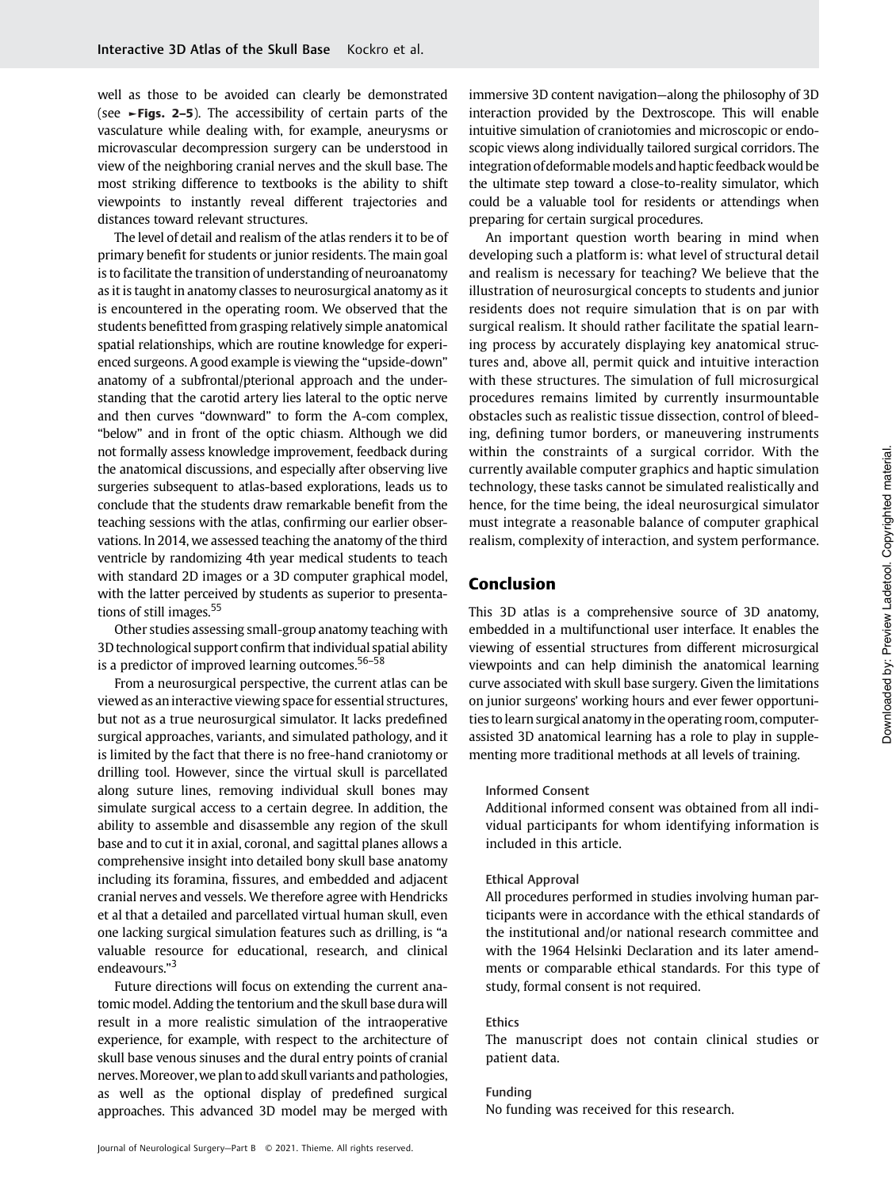well as those to be avoided can clearly be demonstrated (see ►Figs. 2–5). The accessibility of certain parts of the vasculature while dealing with, for example, aneurysms or microvascular decompression surgery can be understood in view of the neighboring cranial nerves and the skull base. The most striking difference to textbooks is the ability to shift viewpoints to instantly reveal different trajectories and distances toward relevant structures.

The level of detail and realism of the atlas renders it to be of primary benefit for students or junior residents. The main goal is to facilitate the transition of understanding of neuroanatomy as it is taught in anatomy classes to neurosurgical anatomy as it is encountered in the operating room. We observed that the students benefitted from grasping relatively simple anatomical spatial relationships, which are routine knowledge for experienced surgeons. A good example is viewing the "upside-down" anatomy of a subfrontal/pterional approach and the understanding that the carotid artery lies lateral to the optic nerve and then curves "downward" to form the A-com complex, "below" and in front of the optic chiasm. Although we did not formally assess knowledge improvement, feedback during the anatomical discussions, and especially after observing live surgeries subsequent to atlas-based explorations, leads us to conclude that the students draw remarkable benefit from the teaching sessions with the atlas, confirming our earlier observations. In 2014, we assessed teaching the anatomy of the third ventricle by randomizing 4th year medical students to teach with standard 2D images or a 3D computer graphical model, with the latter perceived by students as superior to presentations of still images.[55]

Other studies assessing small-group anatomy teaching with 3D technological support confirm that individual spatial ability is a predictor of improved learning outcomes.[56–58]

From a neurosurgical perspective, the current atlas can be viewed as an interactive viewing space for essential structures, but not as a true neurosurgical simulator. It lacks predefined surgical approaches, variants, and simulated pathology, and it is limited by the fact that there is no free-hand craniotomy or drilling tool. However, since the virtual skull is parcellated along suture lines, removing individual skull bones may simulate surgical access to a certain degree. In addition, the ability to assemble and disassemble any region of the skull base and to cut it in axial, coronal, and sagittal planes allows a comprehensive insight into detailed bony skull base anatomy including its foramina, fissures, and embedded and adjacent cranial nerves and vessels. We therefore agree with Hendricks et al that a detailed and parcellated virtual human skull, even one lacking surgical simulation features such as drilling, is "a valuable resource for educational, research, and clinical endeavours."[3]

Future directions will focus on extending the current anatomic model. Adding the tentorium and the skull base dura will result in a more realistic simulation of the intraoperative experience, for example, with respect to the architecture of skull base venous sinuses and the dural entry points of cranial nerves. Moreover, we plan to add skull variants and pathologies, as well as the optional display of predefined surgical approaches. This advanced 3D model may be merged with immersive 3D content navigation—along the philosophy of 3D interaction provided by the Dextroscope. This will enable intuitive simulation of craniotomies and microscopic or endoscopic views along individually tailored surgical corridors. The integration of deformable models and haptic feedback would be the ultimate step toward a close-to-reality simulator, which could be a valuable tool for residents or attendings when preparing for certain surgical procedures.

An important question worth bearing in mind when developing such a platform is: what level of structural detail and realism is necessary for teaching? We believe that the illustration of neurosurgical concepts to students and junior residents does not require simulation that is on par with surgical realism. It should rather facilitate the spatial learning process by accurately displaying key anatomical structures and, above all, permit quick and intuitive interaction with these structures. The simulation of full microsurgical procedures remains limited by currently insurmountable obstacles such as realistic tissue dissection, control of bleeding, defining tumor borders, or maneuvering instruments within the constraints of a surgical corridor. With the currently available computer graphics and haptic simulation technology, these tasks cannot be simulated realistically and hence, for the time being, the ideal neurosurgical simulator must integrate a reasonable balance of computer graphical realism, complexity of interaction, and system performance.

## Conclusion

This 3D atlas is a comprehensive source of 3D anatomy, embedded in a multifunctional user interface. It enables the viewing of essential structures from different microsurgical viewpoints and can help diminish the anatomical learning curve associated with skull base surgery. Given the limitations on junior surgeons' working hours and ever fewer opportunities to learn surgical anatomy in the operating room, computer-assisted 3D anatomical learning has a role to play in supplementing more traditional methods at all levels of training.

#### Informed Consent

Additional informed consent was obtained from all individual participants for whom identifying information is included in this article.

#### Ethical Approval

All procedures performed in studies involving human participants were in accordance with the ethical standards of the institutional and/or national research committee and with the 1964 Helsinki Declaration and its later amendments or comparable ethical standards. For this type of study, formal consent is not required.

#### Ethics

The manuscript does not contain clinical studies or patient data.

#### Funding

No funding was received for this research.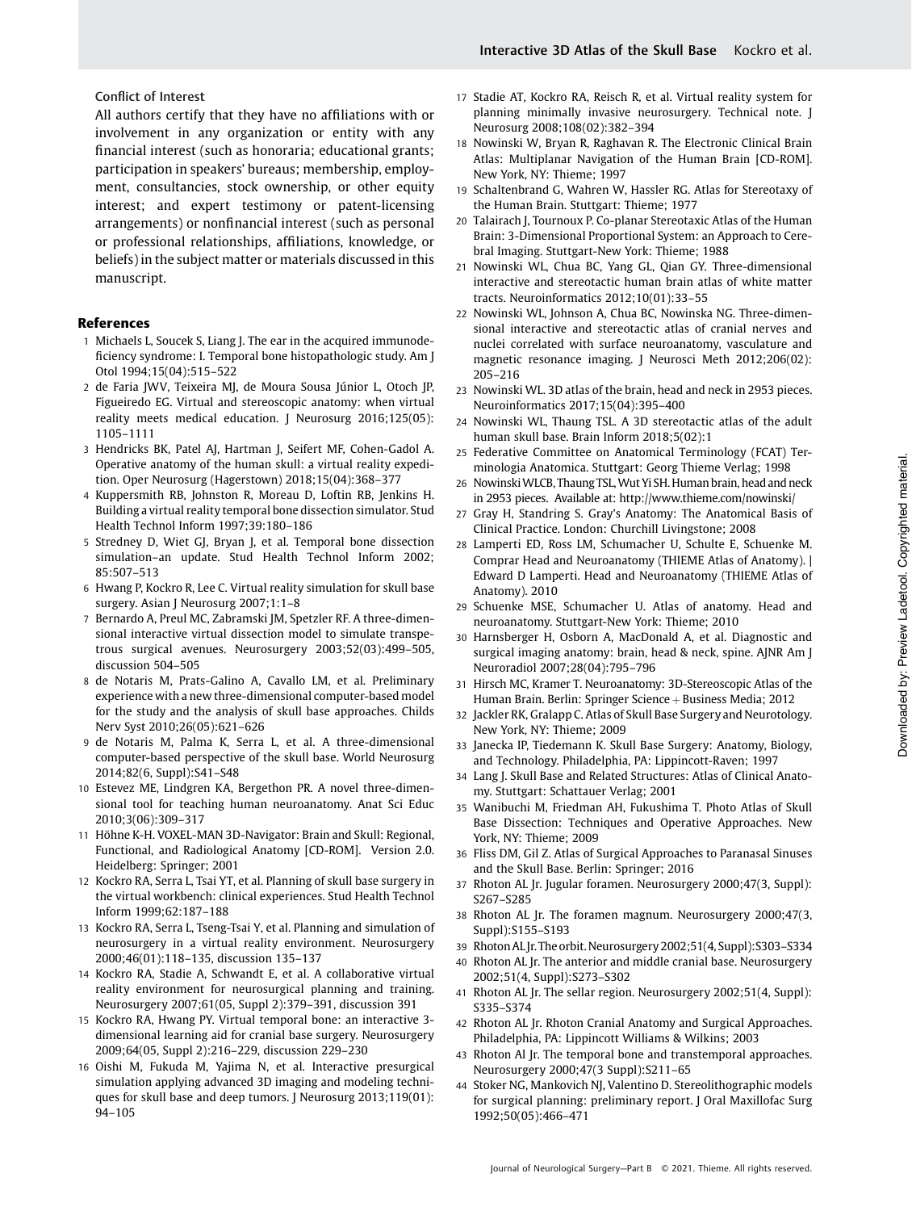### Conflict of Interest

All authors certify that they have no affiliations with or involvement in any organization or entity with any financial interest (such as honoraria; educational grants; participation in speakers' bureaus; membership, employment, consultancies, stock ownership, or other equity interest; and expert testimony or patent-licensing arrangements) or nonfinancial interest (such as personal or professional relationships, affiliations, knowledge, or beliefs) in the subject matter or materials discussed in this manuscript.

## References

1 Michaels L, Soucek S, Liang J. The ear in the acquired immunodeficiency syndrome: I. Temporal bone histopathologic study. Am J Otol 1994;15(04):515–522

2 de Faria JWV, Teixeira MJ, de Moura Sousa Júnior L, Otoch JP, Figueiredo EG. Virtual and stereoscopic anatomy: when virtual reality meets medical education. J Neurosurg 2016;125(05): 1105–1111

3 Hendricks BK, Patel AJ, Hartman J, Seifert MF, Cohen-Gadol A. Operative anatomy of the human skull: a virtual reality expedition. Oper Neurosurg (Hagerstown) 2018;15(04):368–377

4 Kuppersmith RB, Johnston R, Moreau D, Loftin RB, Jenkins H. Building a virtual reality temporal bone dissection simulator. Stud Health Technol Inform 1997;39:180–186

5 Stredney D, Wiet GJ, Bryan J, et al. Temporal bone dissection simulation–an update. Stud Health Technol Inform 2002; 85:507–513

6 Hwang P, Kockro R, Lee C. Virtual reality simulation for skull base surgery. Asian J Neurosurg 2007;1:1–8

7 Bernardo A, Preul MC, Zabramski JM, Spetzler RF. A three-dimensional interactive virtual dissection model to simulate transpetrous surgical avenues. Neurosurgery 2003;52(03):499–505, discussion 504–505

8 de Notaris M, Prats-Galino A, Cavallo LM, et al. Preliminary experience with a new three-dimensional computer-based model for the study and the analysis of skull base approaches. Childs Nerv Syst 2010;26(05):621–626

9 de Notaris M, Palma K, Serra L, et al. A three-dimensional computer-based perspective of the skull base. World Neurosurg 2014;82(6, Suppl):S41–S48

10 Estevez ME, Lindgren KA, Bergethon PR. A novel three-dimensional tool for teaching human neuroanatomy. Anat Sci Educ 2010;3(06):309–317

11 Höhne K-H. VOXEL-MAN 3D-Navigator: Brain and Skull: Regional, Functional, and Radiological Anatomy [CD-ROM]. Version 2.0. Heidelberg: Springer; 2001

12 Kockro RA, Serra L, Tsai YT, et al. Planning of skull base surgery in the virtual workbench: clinical experiences. Stud Health Technol Inform 1999;62:187–188

13 Kockro RA, Serra L, Tseng-Tsai Y, et al. Planning and simulation of neurosurgery in a virtual reality environment. Neurosurgery 2000;46(01):118–135, discussion 135–137

14 Kockro RA, Stadie A, Schwandt E, et al. A collaborative virtual reality environment for neurosurgical planning and training. Neurosurgery 2007;61(05, Suppl 2):379–391, discussion 391

15 Kockro RA, Hwang PY. Virtual temporal bone: an interactive 3-dimensional learning aid for cranial base surgery. Neurosurgery 2009;64(05, Suppl 2):216–229, discussion 229–230

16 Oishi M, Fukuda M, Yajima N, et al. Interactive presurgical simulation applying advanced 3D imaging and modeling techniques for skull base and deep tumors. J Neurosurg 2013;119(01): 94–105

17 Stadie AT, Kockro RA, Reisch R, et al. Virtual reality system for planning minimally invasive neurosurgery. Technical note. J Neurosurg 2008;108(02):382–394

18 Nowinski W, Bryan R, Raghavan R. The Electronic Clinical Brain Atlas: Multiplanar Navigation of the Human Brain [CD-ROM]. New York, NY: Thieme; 1997

19 Schaltenbrand G, Wahren W, Hassler RG. Atlas for Stereotaxy of the Human Brain. Stuttgart: Thieme; 1977

20 Talairach J, Tournoux P. Co-planar Stereotaxic Atlas of the Human Brain: 3-Dimensional Proportional System: an Approach to Cerebral Imaging. Stuttgart-New York: Thieme; 1988

21 Nowinski WL, Chua BC, Yang GL, Qian GY. Three-dimensional interactive and stereotactic human brain atlas of white matter tracts. Neuroinformatics 2012;10(01):33–55

22 Nowinski WL, Johnson A, Chua BC, Nowinska NG. Three-dimensional interactive and stereotactic atlas of cranial nerves and nuclei correlated with surface neuroanatomy, vasculature and magnetic resonance imaging. J Neurosci Meth 2012;206(02): 205–216

23 Nowinski WL. 3D atlas of the brain, head and neck in 2953 pieces. Neuroinformatics 2017;15(04):395–400

24 Nowinski WL, Thaung TSL. A 3D stereotactic atlas of the adult human skull base. Brain Inform 2018;5(02):1

25 Federative Committee on Anatomical Terminology (FCAT) Terminologia Anatomica. Stuttgart: Georg Thieme Verlag; 1998

26 Nowinski WLCB, Thaung TSL, Wut Yi SH. Human brain, head and neck in 2953 pieces. Available at: http://www.thieme.com/nowinski/

27 Gray H, Standring S. Gray's Anatomy: The Anatomical Basis of Clinical Practice. London: Churchill Livingstone; 2008

28 Lamperti ED, Ross LM, Schumacher U, Schulte E, Schuenke M. Comprar Head and Neuroanatomy (THIEME Atlas of Anatomy). | Edward D Lamperti. Head and Neuroanatomy (THIEME Atlas of Anatomy). 2010

29 Schuenke MSE, Schumacher U. Atlas of anatomy. Head and neuroanatomy. Stuttgart-New York: Thieme; 2010

30 Harnsberger H, Osborn A, MacDonald A, et al. Diagnostic and surgical imaging anatomy: brain, head & neck, spine. AJNR Am J Neuroradiol 2007;28(04):795–796

31 Hirsch MC, Kramer T. Neuroanatomy: 3D-Stereoscopic Atlas of the Human Brain. Berlin: Springer Science + Business Media; 2012

32 Jackler RK, Gralapp C. Atlas of Skull Base Surgery and Neurotology. New York, NY: Thieme; 2009

33 Janecka IP, Tiedemann K. Skull Base Surgery: Anatomy, Biology, and Technology. Philadelphia, PA: Lippincott-Raven; 1997

34 Lang J. Skull Base and Related Structures: Atlas of Clinical Anatomy. Stuttgart: Schattauer Verlag; 2001

35 Wanibuchi M, Friedman AH, Fukushima T. Photo Atlas of Skull Base Dissection: Techniques and Operative Approaches. New York, NY: Thieme; 2009

36 Fliss DM, Gil Z. Atlas of Surgical Approaches to Paranasal Sinuses and the Skull Base. Berlin: Springer; 2016

37 Rhoton AL Jr. Jugular foramen. Neurosurgery 2000;47(3, Suppl): S267–S285

38 Rhoton AL Jr. The foramen magnum. Neurosurgery 2000;47(3, Suppl):S155–S193

39 Rhoton AL Jr. The orbit. Neurosurgery 2002;51(4, Suppl):S303–S334

40 Rhoton AL Jr. The anterior and middle cranial base. Neurosurgery 2002;51(4, Suppl):S273–S302

41 Rhoton AL Jr. The sellar region. Neurosurgery 2002;51(4, Suppl): S335–S374

42 Rhoton AL Jr. Rhoton Cranial Anatomy and Surgical Approaches. Philadelphia, PA: Lippincott Williams & Wilkins; 2003

43 Rhoton Al Jr. The temporal bone and transtemporal approaches. Neurosurgery 2000;47(3 Suppl):S211–65

44 Stoker NG, Mankovich NJ, Valentino D. Stereolithographic models for surgical planning: preliminary report. J Oral Maxillofac Surg 1992;50(05):466–471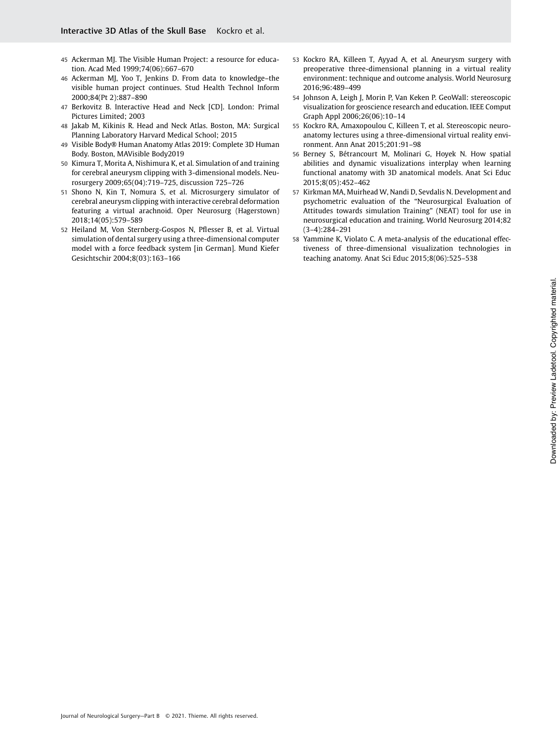45 Ackerman MJ. The Visible Human Project: a resource for education. Acad Med 1999;74(06):667–670

46 Ackerman MJ, Yoo T, Jenkins D. From data to knowledge–the visible human project continues. Stud Health Technol Inform 2000;84(Pt 2):887–890

47 Berkovitz B. Interactive Head and Neck [CD]. London: Primal Pictures Limited; 2003

48 Jakab M, Kikinis R. Head and Neck Atlas. Boston, MA: Surgical Planning Laboratory Harvard Medical School; 2015

49 Visible Body® Human Anatomy Atlas 2019: Complete 3D Human Body. Boston, MAVisible Body2019

50 Kimura T, Morita A, Nishimura K, et al. Simulation of and training for cerebral aneurysm clipping with 3-dimensional models. Neurosurgery 2009;65(04):719–725, discussion 725–726

51 Shono N, Kin T, Nomura S, et al. Microsurgery simulator of cerebral aneurysm clipping with interactive cerebral deformation featuring a virtual arachnoid. Oper Neurosurg (Hagerstown) 2018;14(05):579–589

52 Heiland M, Von Sternberg-Gospos N, Pflesser B, et al. Virtual simulation of dental surgery using a three-dimensional computer model with a force feedback system [in German]. Mund Kiefer Gesichtschir 2004;8(03):163–166

53 Kockro RA, Killeen T, Ayyad A, et al. Aneurysm surgery with preoperative three-dimensional planning in a virtual reality environment: technique and outcome analysis. World Neurosurg 2016;96:489–499

54 Johnson A, Leigh J, Morin P, Van Keken P. GeoWall: stereoscopic visualization for geoscience research and education. IEEE Comput Graph Appl 2006;26(06):10–14

55 Kockro RA, Amaxopoulou C, Killeen T, et al. Stereoscopic neuroanatomy lectures using a three-dimensional virtual reality environment. Ann Anat 2015;201:91–98

56 Berney S, Bétrancourt M, Molinari G, Hoyek N. How spatial abilities and dynamic visualizations interplay when learning functional anatomy with 3D anatomical models. Anat Sci Educ 2015;8(05):452–462

57 Kirkman MA, Muirhead W, Nandi D, Sevdalis N. Development and psychometric evaluation of the "Neurosurgical Evaluation of Attitudes towards simulation Training" (NEAT) tool for use in neurosurgical education and training. World Neurosurg 2014;82 (3–4):284–291

58 Yammine K, Violato C. A meta-analysis of the educational effectiveness of three-dimensional visualization technologies in teaching anatomy. Anat Sci Educ 2015;8(06):525–538